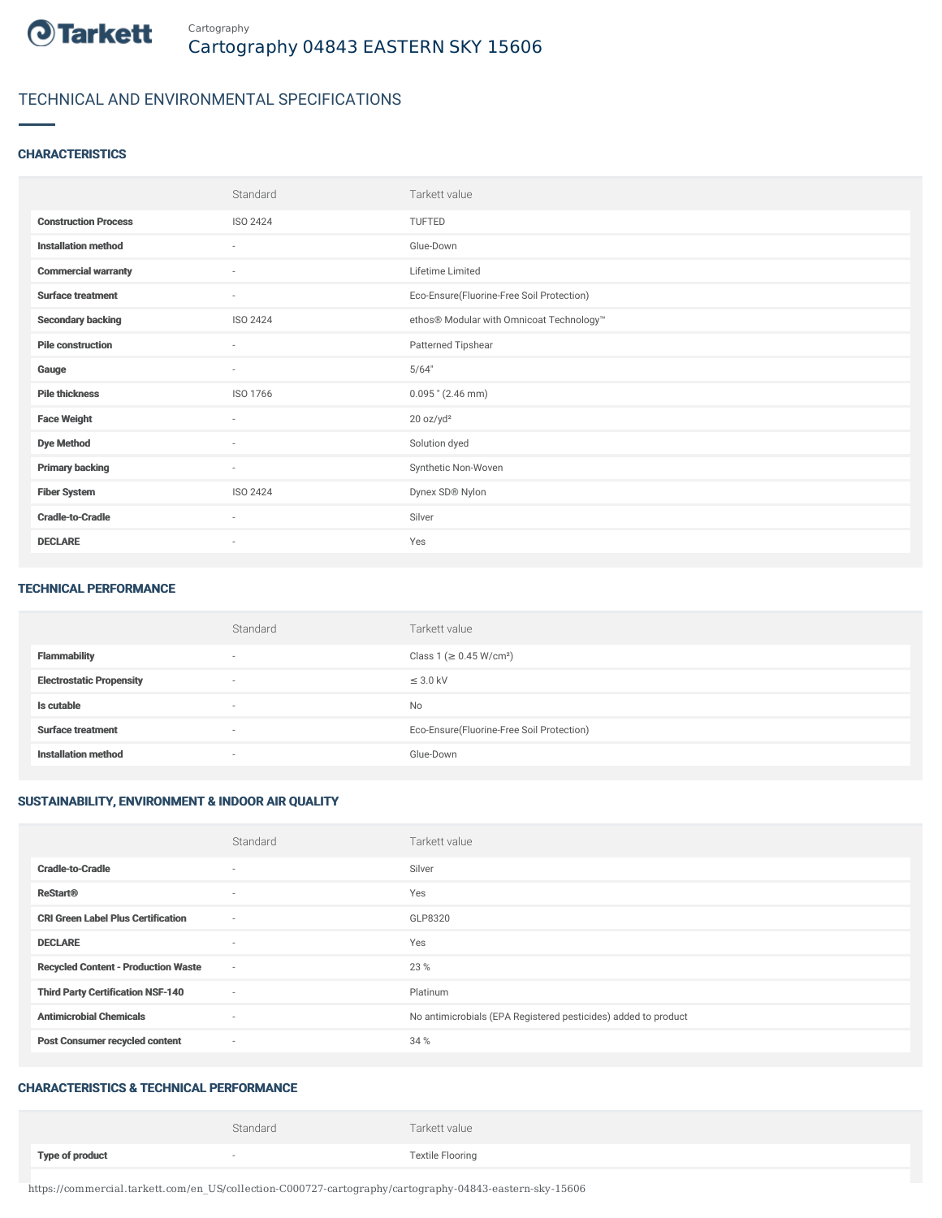Cartography

# Cartography 04843 EASTERN SKY 15606

## TECHNICAL AND ENVIRONMENTAL SPECIFICATIONS

### CHARACTERISTICS

| | Standard | Tarkett value |
|---|---|---|
| **Construction Process** | ISO 2424 | TUFTED |
| **Installation method** | - | Glue-Down |
| **Commercial warranty** | - | Lifetime Limited |
| **Surface treatment** | - | Eco-Ensure(Fluorine-Free Soil Protection) |
| **Secondary backing** | ISO 2424 | ethos® Modular with Omnicoat Technology™ |
| **Pile construction** | - | Patterned Tipshear |
| **Gauge** | - | 5/64" |
| **Pile thickness** | ISO 1766 | 0.095 " (2.46 mm) |
| **Face Weight** | - | 20 oz/yd² |
| **Dye Method** | - | Solution dyed |
| **Primary backing** | - | Synthetic Non-Woven |
| **Fiber System** | ISO 2424 | Dynex SD® Nylon |
| **Cradle-to-Cradle** | - | Silver |
| **DECLARE** | - | Yes |

### TECHNICAL PERFORMANCE

| | Standard | Tarkett value |
|---|---|---|
| **Flammability** | - | Class 1 (≥ 0.45 W/cm²) |
| **Electrostatic Propensity** | - | ≤ 3.0 kV |
| **Is cutable** | - | No |
| **Surface treatment** | - | Eco-Ensure(Fluorine-Free Soil Protection) |
| **Installation method** | - | Glue-Down |

### SUSTAINABILITY, ENVIRONMENT & INDOOR AIR QUALITY

| | Standard | Tarkett value |
|---|---|---|
| **Cradle-to-Cradle** | - | Silver |
| **ReStart®** | - | Yes |
| **CRI Green Label Plus Certification** | - | GLP8320 |
| **DECLARE** | - | Yes |
| **Recycled Content - Production Waste** | - | 23 % |
| **Third Party Certification NSF-140** | - | Platinum |
| **Antimicrobial Chemicals** | - | No antimicrobials (EPA Registered pesticides) added to product |
| **Post Consumer recycled content** | - | 34 % |

### CHARACTERISTICS & TECHNICAL PERFORMANCE

| | Standard | Tarkett value |
|---|---|---|
| **Type of product** | - | Textile Flooring |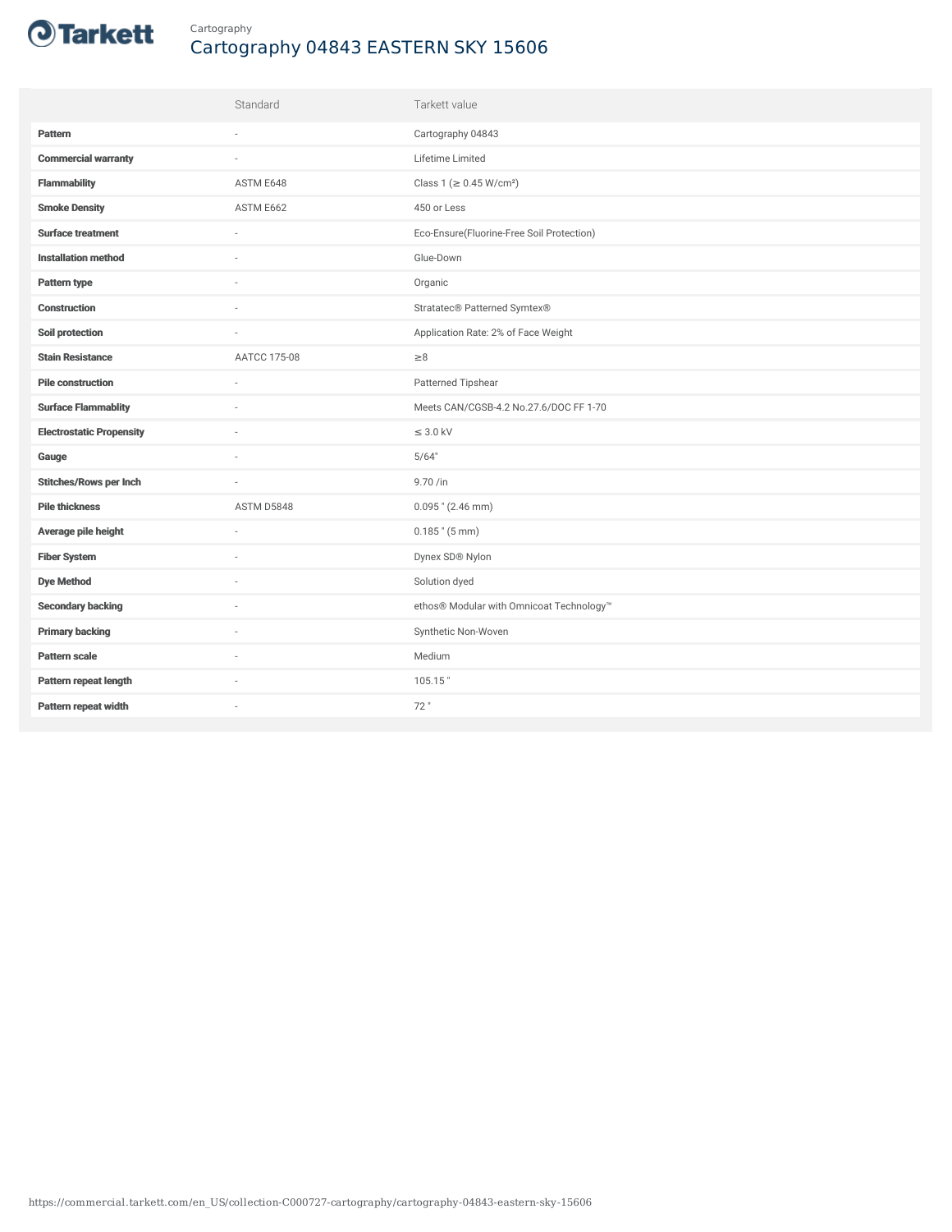Cartography

# Cartography 04843 EASTERN SKY 15606

| | Standard | Tarkett value |
|---|---|---|
| **Pattern** | - | Cartography 04843 |
| **Commercial warranty** | - | Lifetime Limited |
| **Flammability** | ASTM E648 | Class 1 (≥ 0.45 W/cm²) |
| **Smoke Density** | ASTM E662 | 450 or Less |
| **Surface treatment** | - | Eco-Ensure(Fluorine-Free Soil Protection) |
| **Installation method** | - | Glue-Down |
| **Pattern type** | - | Organic |
| **Construction** | - | Stratatec® Patterned Symtex® |
| **Soil protection** | - | Application Rate: 2% of Face Weight |
| **Stain Resistance** | AATCC 175-08 | ≥8 |
| **Pile construction** | - | Patterned Tipshear |
| **Surface Flammablity** | - | Meets CAN/CGSB-4.2 No.27.6/DOC FF 1-70 |
| **Electrostatic Propensity** | - | ≤ 3.0 kV |
| **Gauge** | - | 5/64" |
| **Stitches/Rows per Inch** | - | 9.70 /in |
| **Pile thickness** | ASTM D5848 | 0.095 " (2.46 mm) |
| **Average pile height** | - | 0.185 " (5 mm) |
| **Fiber System** | - | Dynex SD® Nylon |
| **Dye Method** | - | Solution dyed |
| **Secondary backing** | - | ethos® Modular with Omnicoat Technology™ |
| **Primary backing** | - | Synthetic Non-Woven |
| **Pattern scale** | - | Medium |
| **Pattern repeat length** | - | 105.15 " |
| **Pattern repeat width** | - | 72 " |

https://commercial.tarkett.com/en_US/collection-C000727-cartography/cartography-04843-eastern-sky-15606